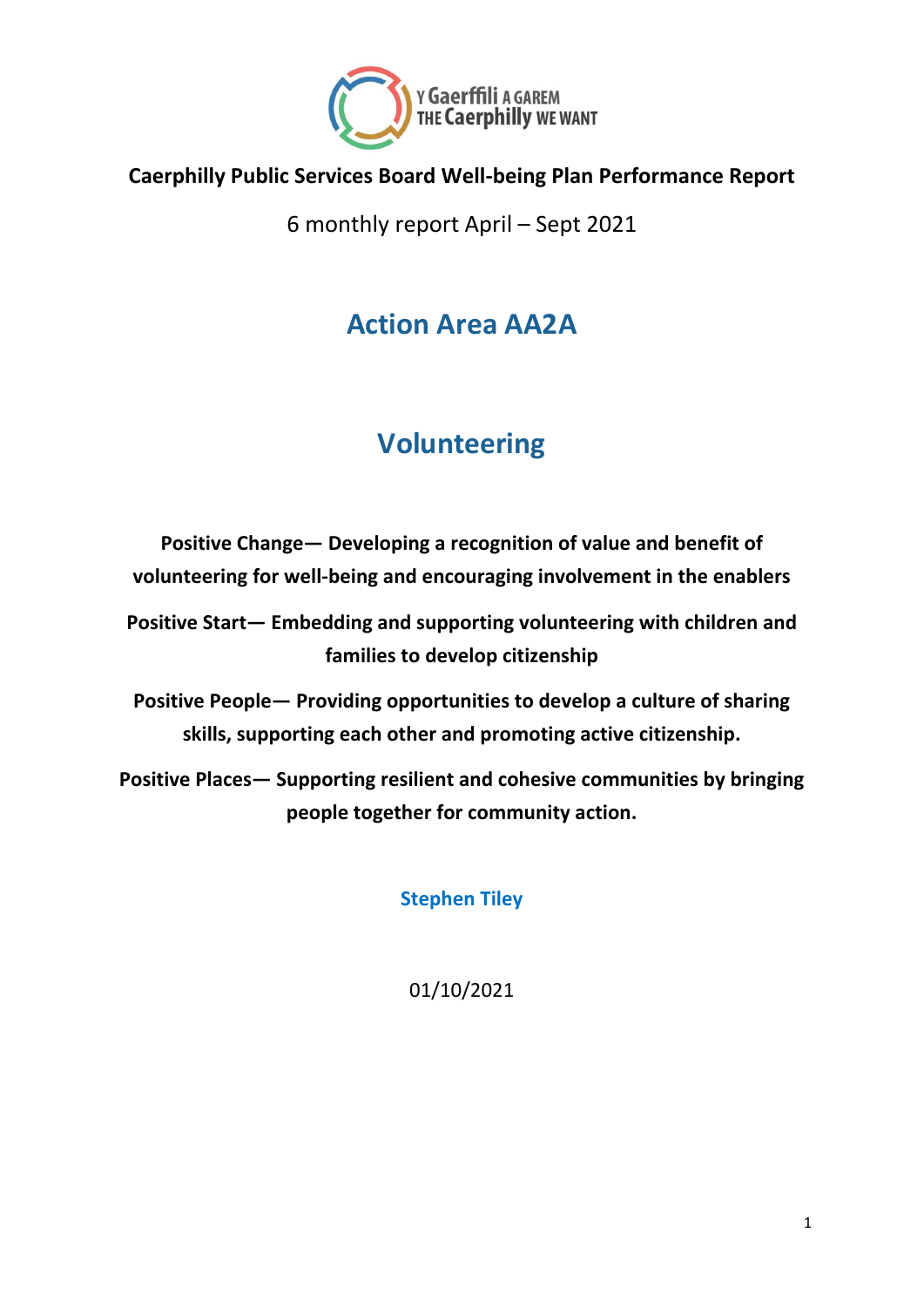Y Gaerffili A GAREM
THE Caerphilly WE WANT

**Caerphilly Public Services Board Well-being Plan Performance Report**

6 monthly report April – Sept 2021

# Action Area AA2A

# Volunteering

**Positive Change— Developing a recognition of value and benefit of volunteering for well-being and encouraging involvement in the enablers**

**Positive Start— Embedding and supporting volunteering with children and families to develop citizenship**

**Positive People— Providing opportunities to develop a culture of sharing skills, supporting each other and promoting active citizenship.**

**Positive Places— Supporting resilient and cohesive communities by bringing people together for community action.**

**Stephen Tiley**

01/10/2021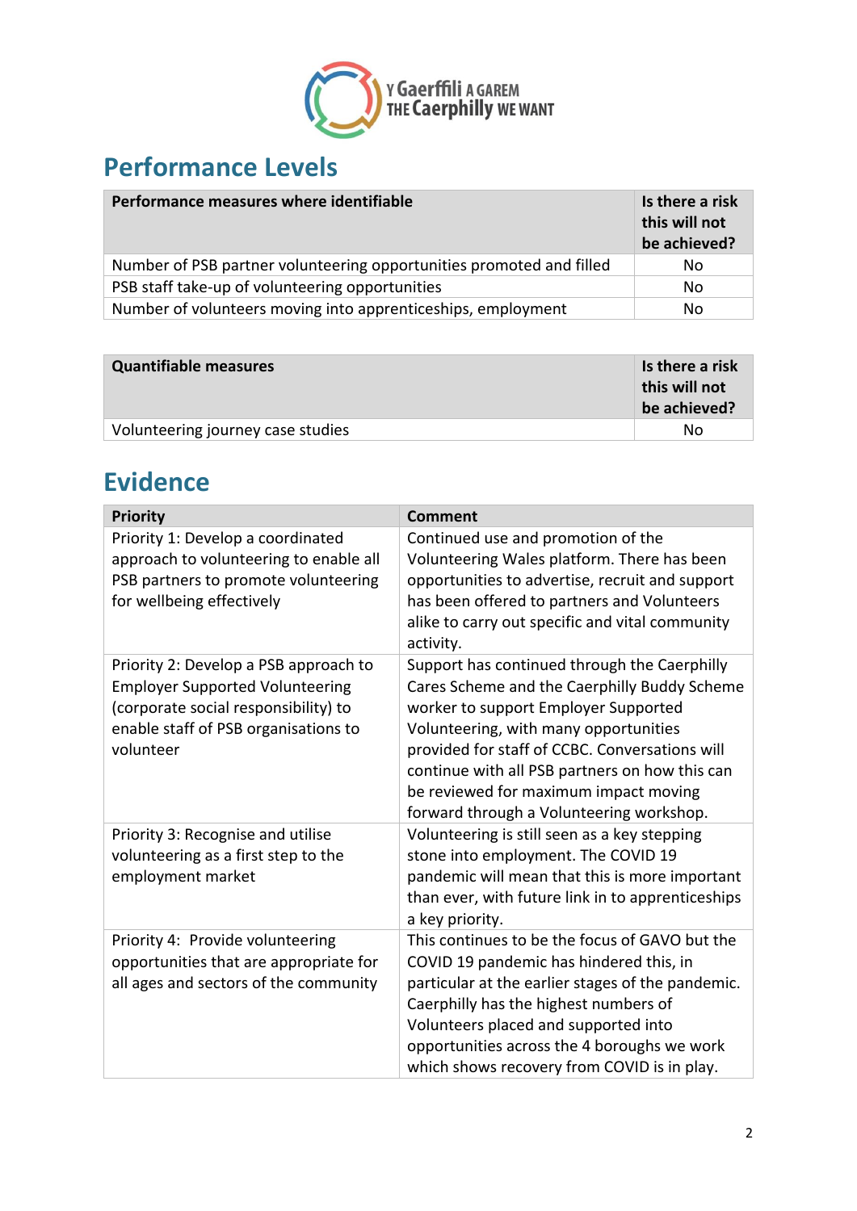## Performance Levels

| Performance measures where identifiable | Is there a risk this will not be achieved? |
|---|---|
| Number of PSB partner volunteering opportunities promoted and filled | No |
| PSB staff take-up of volunteering opportunities | No |
| Number of volunteers moving into apprenticeships, employment | No |

| Quantifiable measures | Is there a risk this will not be achieved? |
|---|---|
| Volunteering journey case studies | No |

## Evidence

| Priority | Comment |
|---|---|
| Priority 1: Develop a coordinated approach to volunteering to enable all PSB partners to promote volunteering for wellbeing effectively | Continued use and promotion of the Volunteering Wales platform. There has been opportunities to advertise, recruit and support has been offered to partners and Volunteers alike to carry out specific and vital community activity. |
| Priority 2: Develop a PSB approach to Employer Supported Volunteering (corporate social responsibility) to enable staff of PSB organisations to volunteer | Support has continued through the Caerphilly Cares Scheme and the Caerphilly Buddy Scheme worker to support Employer Supported Volunteering, with many opportunities provided for staff of CCBC. Conversations will continue with all PSB partners on how this can be reviewed for maximum impact moving forward through a Volunteering workshop. |
| Priority 3: Recognise and utilise volunteering as a first step to the employment market | Volunteering is still seen as a key stepping stone into employment. The COVID 19 pandemic will mean that this is more important than ever, with future link in to apprenticeships a key priority. |
| Priority 4: Provide volunteering opportunities that are appropriate for all ages and sectors of the community | This continues to be the focus of GAVO but the COVID 19 pandemic has hindered this, in particular at the earlier stages of the pandemic. Caerphilly has the highest numbers of Volunteers placed and supported into opportunities across the 4 boroughs we work which shows recovery from COVID is in play. |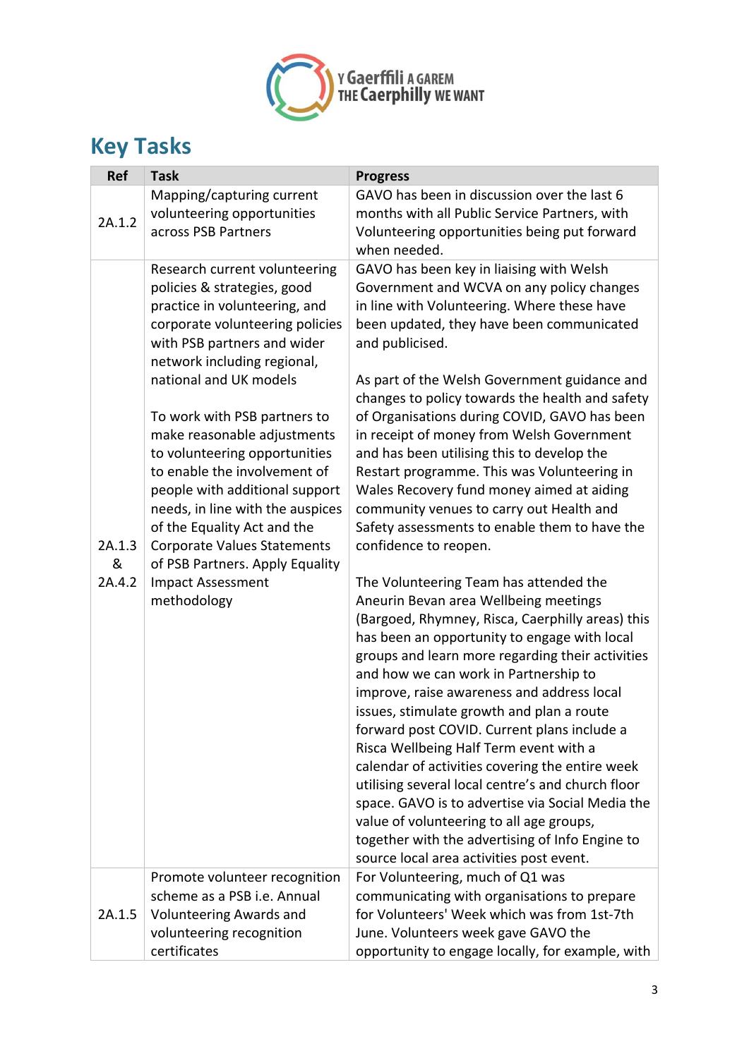## Key Tasks

| Ref | Task | Progress |
|---|---|---|
| 2A.1.2 | Mapping/capturing current volunteering opportunities across PSB Partners | GAVO has been in discussion over the last 6 months with all Public Service Partners, with Volunteering opportunities being put forward when needed. |
| 2A.1.3 & 2A.4.2 | Research current volunteering policies & strategies, good practice in volunteering, and corporate volunteering policies with PSB partners and wider network including regional, national and UK models<br><br>To work with PSB partners to make reasonable adjustments to volunteering opportunities to enable the involvement of people with additional support needs, in line with the auspices of the Equality Act and the Corporate Values Statements of PSB Partners. Apply Equality Impact Assessment methodology | GAVO has been key in liaising with Welsh Government and WCVA on any policy changes in line with Volunteering. Where these have been updated, they have been communicated and publicised.<br><br>As part of the Welsh Government guidance and changes to policy towards the health and safety of Organisations during COVID, GAVO has been in receipt of money from Welsh Government and has been utilising this to develop the Restart programme. This was Volunteering in Wales Recovery fund money aimed at aiding community venues to carry out Health and Safety assessments to enable them to have the confidence to reopen.<br><br>The Volunteering Team has attended the Aneurin Bevan area Wellbeing meetings (Bargoed, Rhymney, Risca, Caerphilly areas) this has been an opportunity to engage with local groups and learn more regarding their activities and how we can work in Partnership to improve, raise awareness and address local issues, stimulate growth and plan a route forward post COVID. Current plans include a Risca Wellbeing Half Term event with a calendar of activities covering the entire week utilising several local centre's and church floor space. GAVO is to advertise via Social Media the value of volunteering to all age groups, together with the advertising of Info Engine to source local area activities post event. |
| 2A.1.5 | Promote volunteer recognition scheme as a PSB i.e. Annual Volunteering Awards and volunteering recognition certificates | For Volunteering, much of Q1 was communicating with organisations to prepare for Volunteers' Week which was from 1st-7th June. Volunteers week gave GAVO the opportunity to engage locally, for example, with |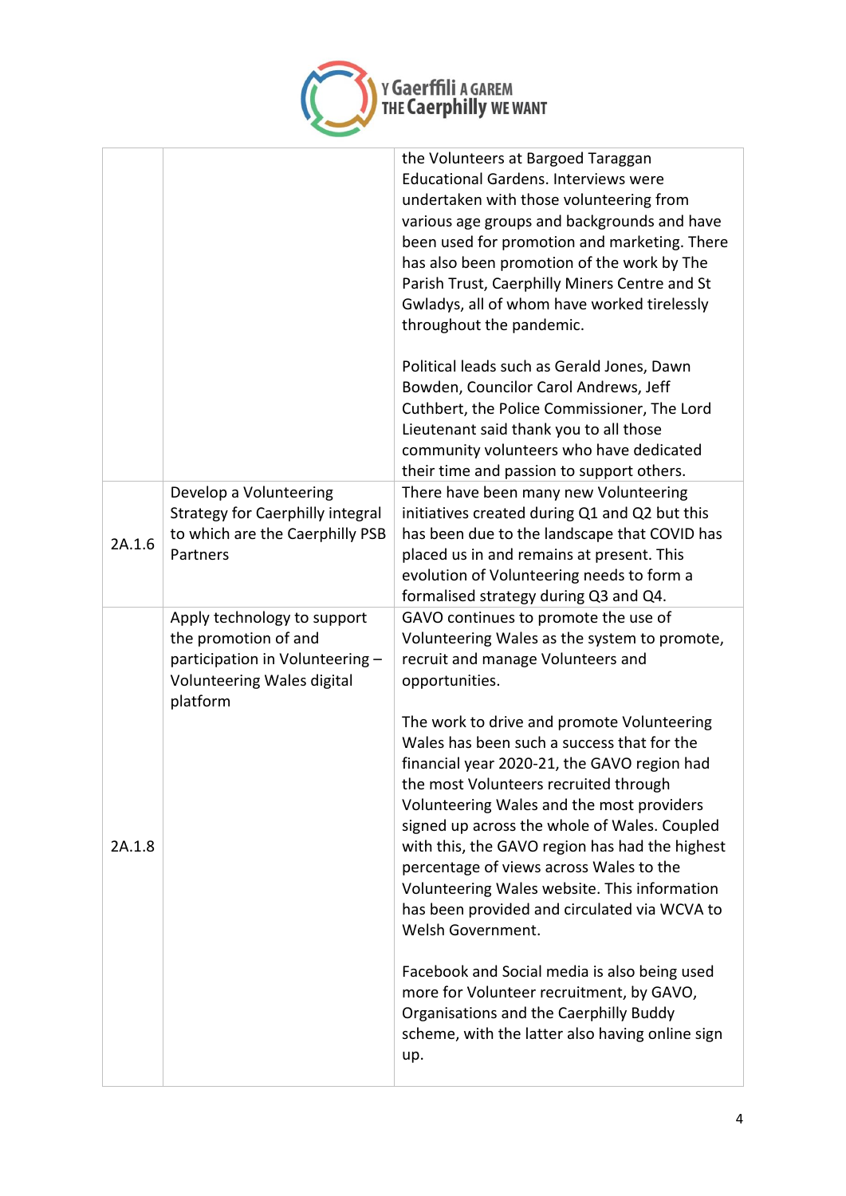| | | |
|---|---|---|
| | | the Volunteers at Bargoed Taraggan Educational Gardens. Interviews were undertaken with those volunteering from various age groups and backgrounds and have been used for promotion and marketing. There has also been promotion of the work by The Parish Trust, Caerphilly Miners Centre and St Gwladys, all of whom have worked tirelessly throughout the pandemic.<br><br>Political leads such as Gerald Jones, Dawn Bowden, Councilor Carol Andrews, Jeff Cuthbert, the Police Commissioner, The Lord Lieutenant said thank you to all those community volunteers who have dedicated their time and passion to support others. |
| 2A.1.6 | Develop a Volunteering Strategy for Caerphilly integral to which are the Caerphilly PSB Partners | There have been many new Volunteering initiatives created during Q1 and Q2 but this has been due to the landscape that COVID has placed us in and remains at present. This evolution of Volunteering needs to form a formalised strategy during Q3 and Q4. |
| 2A.1.8 | Apply technology to support the promotion of and participation in Volunteering – Volunteering Wales digital platform | GAVO continues to promote the use of Volunteering Wales as the system to promote, recruit and manage Volunteers and opportunities.<br><br>The work to drive and promote Volunteering Wales has been such a success that for the financial year 2020-21, the GAVO region had the most Volunteers recruited through Volunteering Wales and the most providers signed up across the whole of Wales. Coupled with this, the GAVO region has had the highest percentage of views across Wales to the Volunteering Wales website. This information has been provided and circulated via WCVA to Welsh Government.<br><br>Facebook and Social media is also being used more for Volunteer recruitment, by GAVO, Organisations and the Caerphilly Buddy scheme, with the latter also having online sign up. |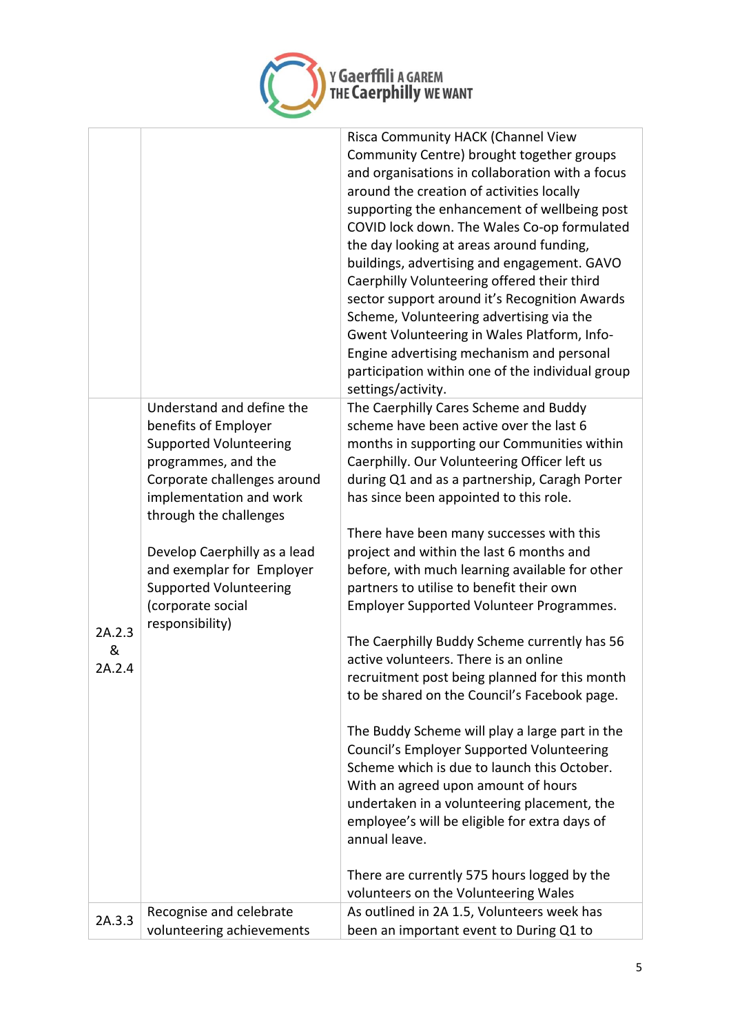| | | |
|---|---|---|
| | | Risca Community HACK (Channel View Community Centre) brought together groups and organisations in collaboration with a focus around the creation of activities locally supporting the enhancement of wellbeing post COVID lock down. The Wales Co-op formulated the day looking at areas around funding, buildings, advertising and engagement. GAVO Caerphilly Volunteering offered their third sector support around it's Recognition Awards Scheme, Volunteering advertising via the Gwent Volunteering in Wales Platform, Info-Engine advertising mechanism and personal participation within one of the individual group settings/activity. |
| 2A.2.3 & 2A.2.4 | Understand and define the benefits of Employer Supported Volunteering programmes, and the Corporate challenges around implementation and work through the challenges<br><br>Develop Caerphilly as a lead and exemplar for Employer Supported Volunteering (corporate social responsibility) | The Caerphilly Cares Scheme and Buddy scheme have been active over the last 6 months in supporting our Communities within Caerphilly. Our Volunteering Officer left us during Q1 and as a partnership, Caragh Porter has since been appointed to this role.<br><br>There have been many successes with this project and within the last 6 months and before, with much learning available for other partners to utilise to benefit their own Employer Supported Volunteer Programmes.<br><br>The Caerphilly Buddy Scheme currently has 56 active volunteers. There is an online recruitment post being planned for this month to be shared on the Council's Facebook page.<br><br>The Buddy Scheme will play a large part in the Council's Employer Supported Volunteering Scheme which is due to launch this October. With an agreed upon amount of hours undertaken in a volunteering placement, the employee's will be eligible for extra days of annual leave.<br><br>There are currently 575 hours logged by the volunteers on the Volunteering Wales |
| 2A.3.3 | Recognise and celebrate volunteering achievements | As outlined in 2A 1.5, Volunteers week has been an important event to During Q1 to |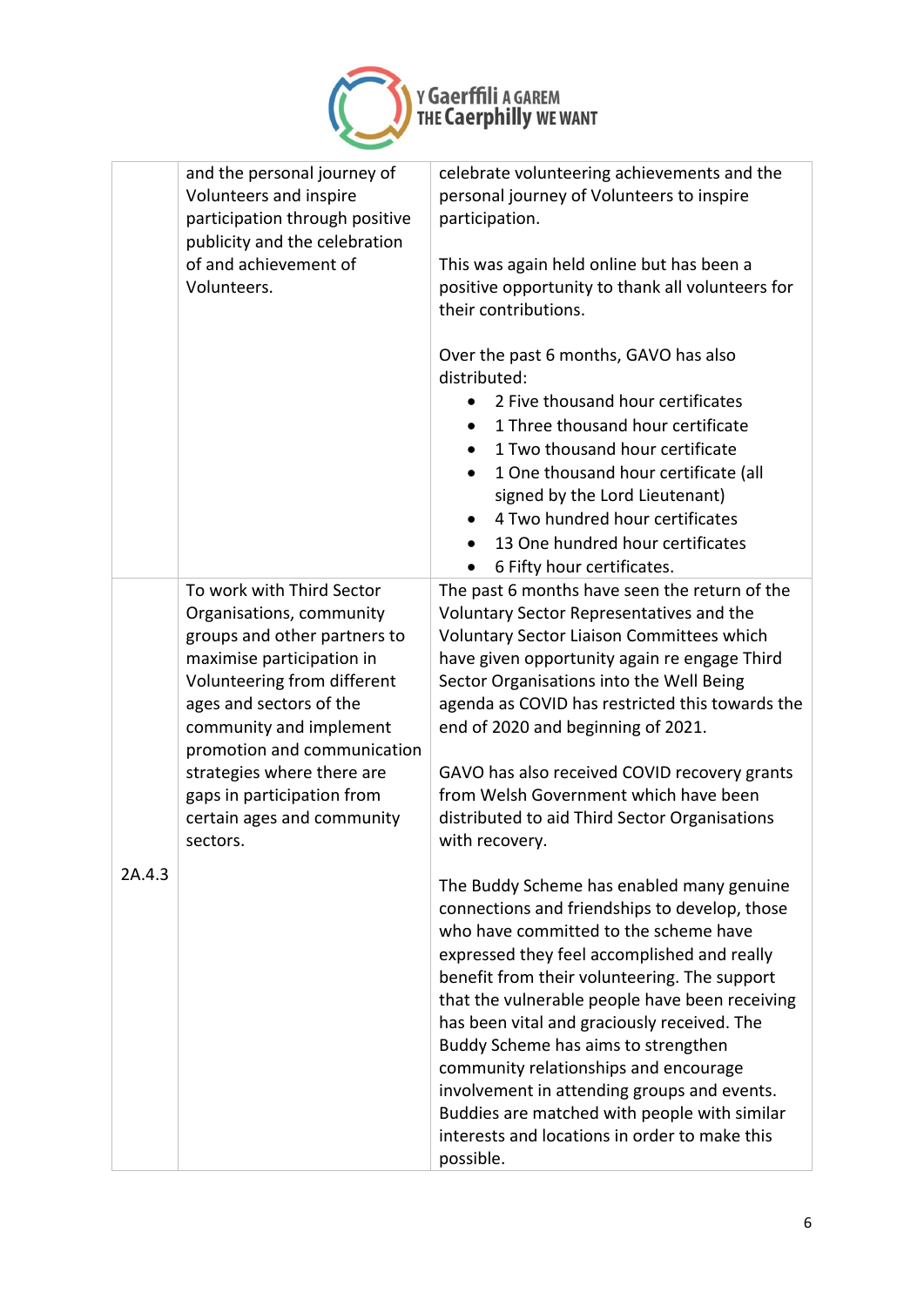| | | |
|---|---|---|
| | and the personal journey of Volunteers and inspire participation through positive publicity and the celebration of and achievement of Volunteers. | celebrate volunteering achievements and the personal journey of Volunteers to inspire participation.<br><br>This was again held online but has been a positive opportunity to thank all volunteers for their contributions.<br><br>Over the past 6 months, GAVO has also distributed:<br>• 2 Five thousand hour certificates<br>• 1 Three thousand hour certificate<br>• 1 Two thousand hour certificate<br>• 1 One thousand hour certificate (all signed by the Lord Lieutenant)<br>• 4 Two hundred hour certificates<br>• 13 One hundred hour certificates<br>• 6 Fifty hour certificates. |
| 2A.4.3 | To work with Third Sector Organisations, community groups and other partners to maximise participation in Volunteering from different ages and sectors of the community and implement promotion and communication strategies where there are gaps in participation from certain ages and community sectors. | The past 6 months have seen the return of the Voluntary Sector Representatives and the Voluntary Sector Liaison Committees which have given opportunity again re engage Third Sector Organisations into the Well Being agenda as COVID has restricted this towards the end of 2020 and beginning of 2021.<br><br>GAVO has also received COVID recovery grants from Welsh Government which have been distributed to aid Third Sector Organisations with recovery.<br><br>The Buddy Scheme has enabled many genuine connections and friendships to develop, those who have committed to the scheme have expressed they feel accomplished and really benefit from their volunteering. The support that the vulnerable people have been receiving has been vital and graciously received. The Buddy Scheme has aims to strengthen community relationships and encourage involvement in attending groups and events. Buddies are matched with people with similar interests and locations in order to make this possible. |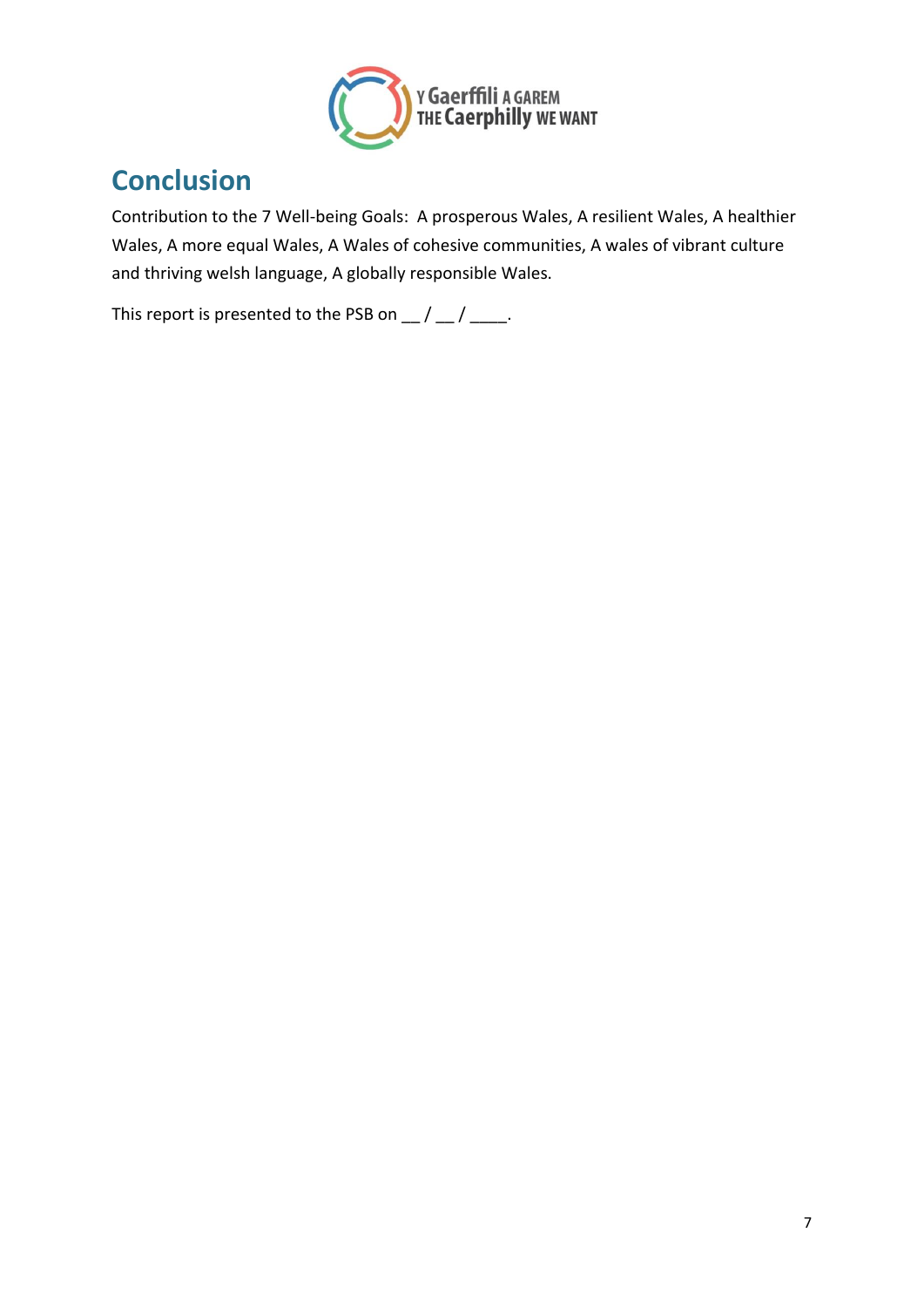## Conclusion

Contribution to the 7 Well-being Goals: A prosperous Wales, A resilient Wales, A healthier Wales, A more equal Wales, A Wales of cohesive communities, A wales of vibrant culture and thriving welsh language, A globally responsible Wales.

This report is presented to the PSB on __ / __ / ____.